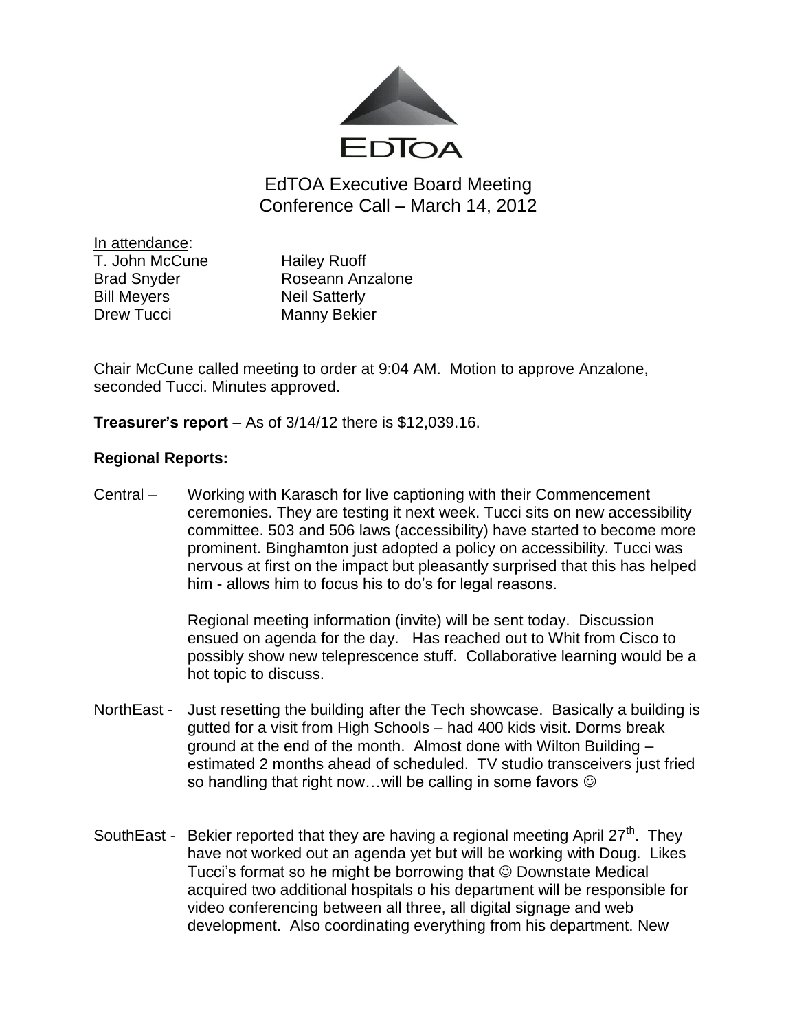EDTOA

# EdTOA Executive Board Meeting
## Conference Call – March 14, 2012

In attendance:

| | |
|---|---|
| T. John McCune | Hailey Ruoff |
| Brad Snyder | Roseann Anzalone |
| Bill Meyers | Neil Satterly |
| Drew Tucci | Manny Bekier |

Chair McCune called meeting to order at 9:04 AM. Motion to approve Anzalone, seconded Tucci. Minutes approved.

**Treasurer's report** – As of 3/14/12 there is $12,039.16.

**Regional Reports:**

Central – Working with Karasch for live captioning with their Commencement ceremonies. They are testing it next week. Tucci sits on new accessibility committee. 503 and 506 laws (accessibility) have started to become more prominent. Binghamton just adopted a policy on accessibility. Tucci was nervous at first on the impact but pleasantly surprised that this has helped him - allows him to focus his to do's for legal reasons.

Regional meeting information (invite) will be sent today. Discussion ensued on agenda for the day. Has reached out to Whit from Cisco to possibly show new teleprescence stuff. Collaborative learning would be a hot topic to discuss.

NorthEast - Just resetting the building after the Tech showcase. Basically a building is gutted for a visit from High Schools – had 400 kids visit. Dorms break ground at the end of the month. Almost done with Wilton Building – estimated 2 months ahead of scheduled. TV studio transceivers just fried so handling that right now…will be calling in some favors ☺

SouthEast - Bekier reported that they are having a regional meeting April 27th. They have not worked out an agenda yet but will be working with Doug. Likes Tucci's format so he might be borrowing that ☺ Downstate Medical acquired two additional hospitals o his department will be responsible for video conferencing between all three, all digital signage and web development. Also coordinating everything from his department. New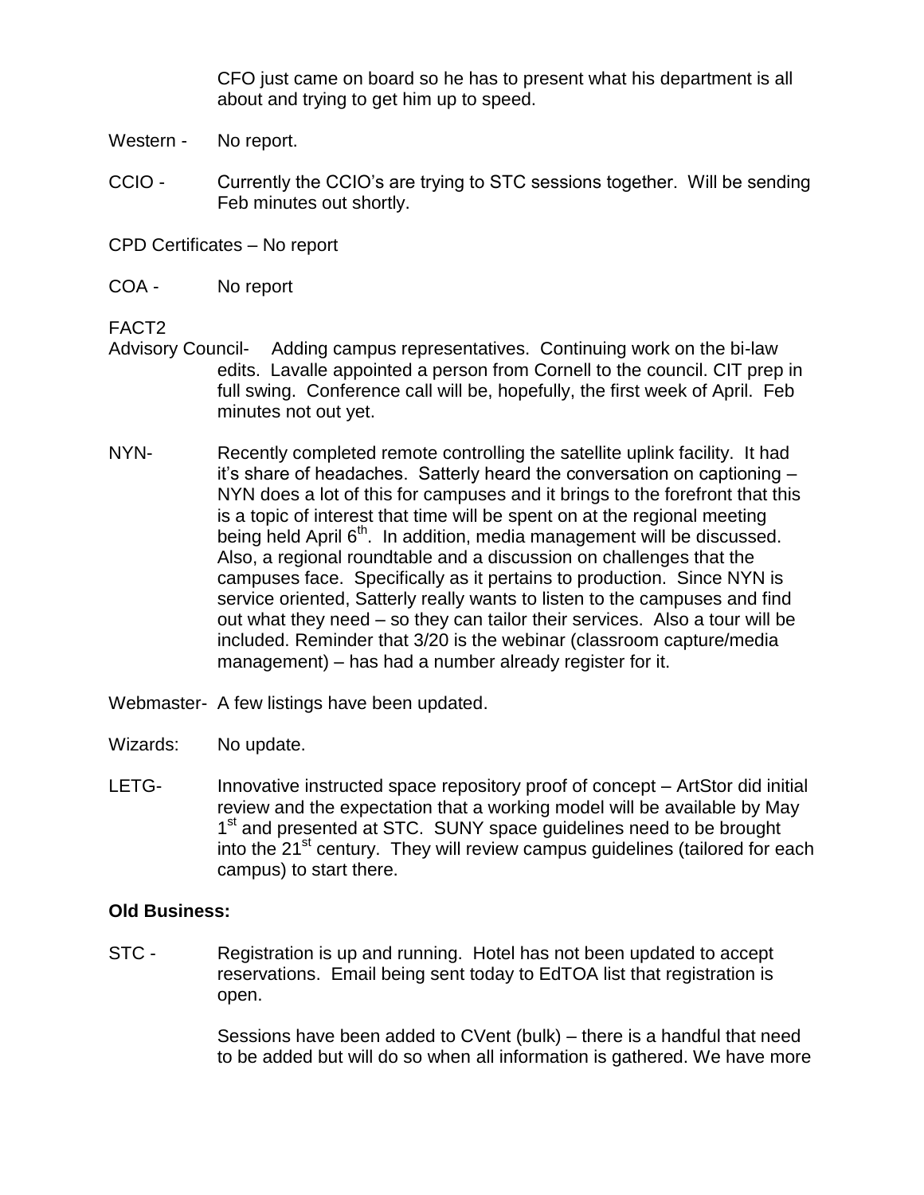CFO just came on board so he has to present what his department is all about and trying to get him up to speed.

Western - No report.

CCIO - Currently the CCIO's are trying to STC sessions together. Will be sending Feb minutes out shortly.

CPD Certificates – No report

COA - No report

FACT2
Advisory Council- Adding campus representatives. Continuing work on the bi-law edits. Lavalle appointed a person from Cornell to the council. CIT prep in full swing. Conference call will be, hopefully, the first week of April. Feb minutes not out yet.

NYN- Recently completed remote controlling the satellite uplink facility. It had it's share of headaches. Satterly heard the conversation on captioning – NYN does a lot of this for campuses and it brings to the forefront that this is a topic of interest that time will be spent on at the regional meeting being held April 6th. In addition, media management will be discussed. Also, a regional roundtable and a discussion on challenges that the campuses face. Specifically as it pertains to production. Since NYN is service oriented, Satterly really wants to listen to the campuses and find out what they need – so they can tailor their services. Also a tour will be included. Reminder that 3/20 is the webinar (classroom capture/media management) – has had a number already register for it.

Webmaster- A few listings have been updated.

Wizards: No update.

LETG- Innovative instructed space repository proof of concept – ArtStor did initial review and the expectation that a working model will be available by May 1st and presented at STC. SUNY space guidelines need to be brought into the 21st century. They will review campus guidelines (tailored for each campus) to start there.

**Old Business:**

STC - Registration is up and running. Hotel has not been updated to accept reservations. Email being sent today to EdTOA list that registration is open.

Sessions have been added to CVent (bulk) – there is a handful that need to be added but will do so when all information is gathered. We have more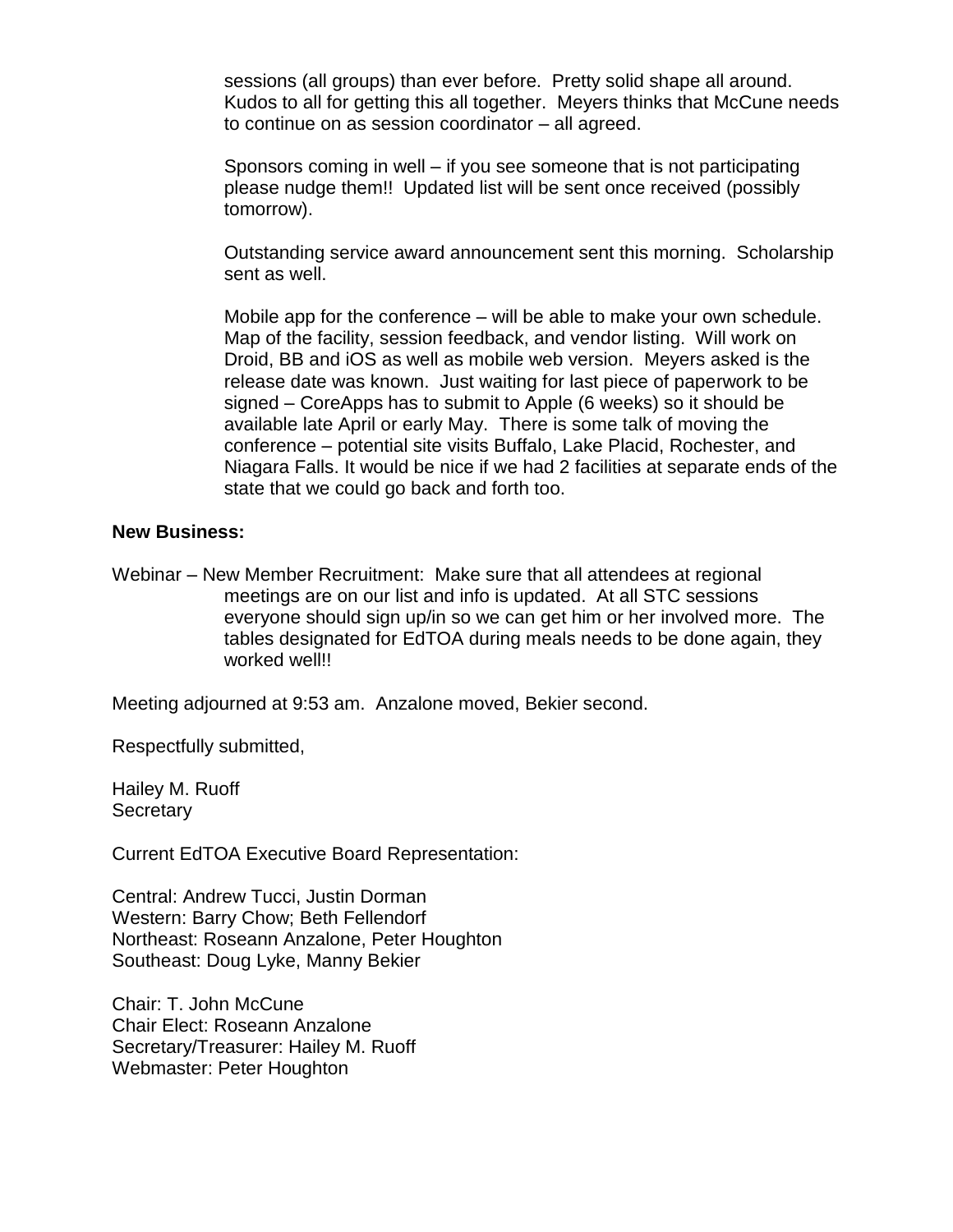sessions (all groups) than ever before. Pretty solid shape all around. Kudos to all for getting this all together. Meyers thinks that McCune needs to continue on as session coordinator – all agreed.

Sponsors coming in well – if you see someone that is not participating please nudge them!! Updated list will be sent once received (possibly tomorrow).

Outstanding service award announcement sent this morning. Scholarship sent as well.

Mobile app for the conference – will be able to make your own schedule. Map of the facility, session feedback, and vendor listing. Will work on Droid, BB and iOS as well as mobile web version. Meyers asked is the release date was known. Just waiting for last piece of paperwork to be signed – CoreApps has to submit to Apple (6 weeks) so it should be available late April or early May. There is some talk of moving the conference – potential site visits Buffalo, Lake Placid, Rochester, and Niagara Falls. It would be nice if we had 2 facilities at separate ends of the state that we could go back and forth too.

**New Business:**

Webinar – New Member Recruitment: Make sure that all attendees at regional meetings are on our list and info is updated. At all STC sessions everyone should sign up/in so we can get him or her involved more. The tables designated for EdTOA during meals needs to be done again, they worked well!!

Meeting adjourned at 9:53 am. Anzalone moved, Bekier second.

Respectfully submitted,

Hailey M. Ruoff
Secretary

Current EdTOA Executive Board Representation:

Central: Andrew Tucci, Justin Dorman
Western: Barry Chow; Beth Fellendorf
Northeast: Roseann Anzalone, Peter Houghton
Southeast: Doug Lyke, Manny Bekier

Chair: T. John McCune
Chair Elect: Roseann Anzalone
Secretary/Treasurer: Hailey M. Ruoff
Webmaster: Peter Houghton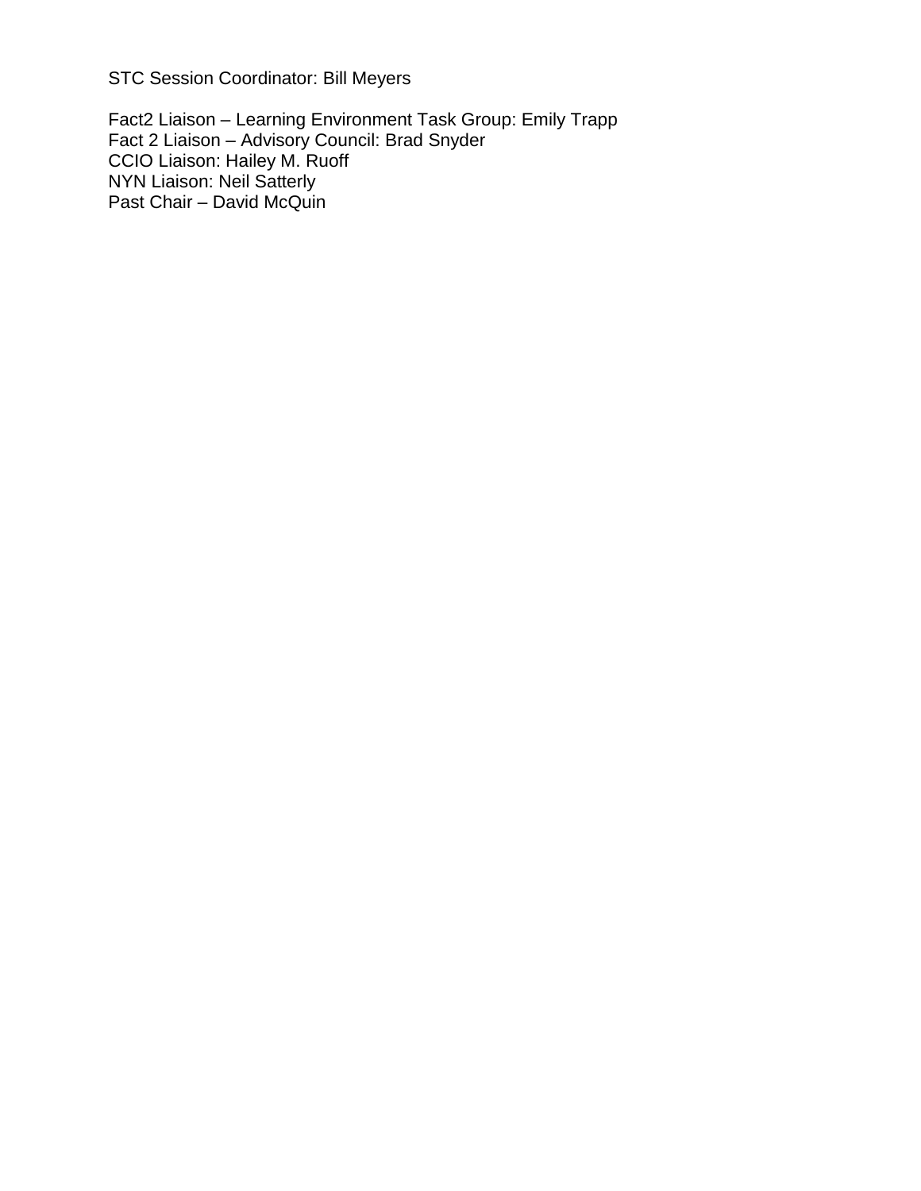STC Session Coordinator: Bill Meyers

Fact2 Liaison – Learning Environment Task Group: Emily Trapp
Fact 2 Liaison – Advisory Council: Brad Snyder
CCIO Liaison: Hailey M. Ruoff
NYN Liaison: Neil Satterly
Past Chair – David McQuin